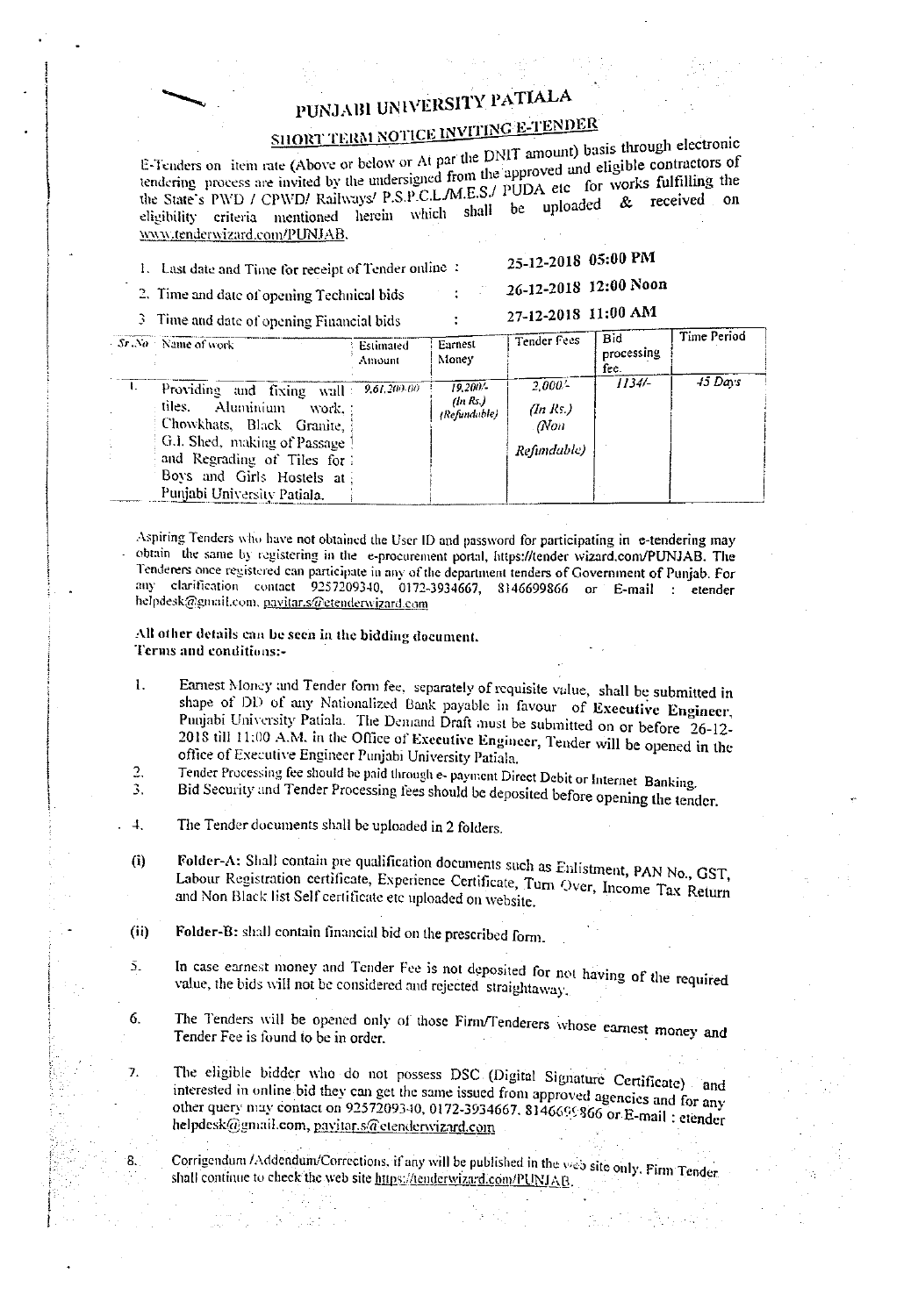# PUNJABI UNIVERSITY PATIALA

## SHORT TERM NOTICE INVITING E-TENDER

E-Tenders on item rate (Above or below or At par the DNIT amount) basis through electronic tendering process are invited by the undersigned from the approved and eligible contractors of the State's PWD / CPWD/ Railways/ P.S.P.C.L./M.E.S./ PUDA etc for works fulfilling the eligibility criteria mentioned herein which shall be uploaded & received on www.tenderwizard.com/PUNJAB.

1. Last date and Time for receipt of Tender online : 25-12-2018 05:00 PM
2. Time and date of opening Technical bids : 26-12-2018 12:00 Noon
3. Time and date of opening Financial bids : 27-12-2018 11:00 AM

| Sr.No | Name of work | Estimated Amount | Earnest Money | Tender Fees | Bid processing fee. | Time Period |
|---|---|---|---|---|---|---|
| 1. | Providing and fixing wall tiles. Aluminium work. Chowkhats, Black Granite, G.I. Shed, making of Passage and Regrading of Tiles for Boys and Girls Hostels at Punjabi University Patiala. | 9,61,200.00 | 19,200/- (In Rs.) (Refundable) | 2,000/- (In Rs.) (Non Refundable) | 1134/- | 45 Days |

Aspiring Tenders who have not obtained the User ID and password for participating in e-tendering may obtain the same by registering in the e-procurement portal, https://tender wizard.com/PUNJAB. The Tenderers once registered can participate in any of the department tenders of Government of Punjab. For any clarification contact 9257209340, 0172-3934667, 8146699866 or E-mail : etender helpdesk@gmail.com, pavitar.s@etenderwizard.com

**All other details can be seen in the bidding document.**
**Terms and conditions:-**

1. Earnest Money and Tender form fee, separately of requisite value, shall be submitted in shape of DD of any Nationalized Bank payable in favour of **Executive Engineer**, Punjabi University Patiala. The Demand Draft must be submitted on or before 26-12-2018 till 11:00 A.M. in the Office of **Executive Engineer**, Tender will be opened in the office of Executive Engineer Punjabi University Patiala.
2. Tender Processing fee should be paid through e- payment Direct Debit or Internet Banking.
3. Bid Security and Tender Processing fees should be deposited before opening the tender.
4. The Tender documents shall be uploaded in 2 folders.

(i) **Folder-A:** Shall contain pre qualification documents such as Enlistment, PAN No., GST, Labour Registration certificate, Experience Certificate, Turn Over, Income Tax Return and Non Black list Self certificate etc uploaded on website.

(ii) **Folder-B:** shall contain financial bid on the prescribed form.

5. In case earnest money and Tender Fee is not deposited for not having of the required value, the bids will not be considered and rejected straightaway.
6. The Tenders will be opened only of those Firm/Tenderers whose earnest money and Tender Fee is found to be in order.
7. The eligible bidder who do not possess DSC (Digital Signature Certificate) and interested in online bid they can get the same issued from approved agencies and for any other query may contact on 9257209340, 0172-3934667, 8146699866 or E-mail : etender helpdesk@gmail.com, pavitar.s@etenderwizard.com
8. Corrigendum /Addendum/Corrections, if any will be published in the web site only. Firm Tender shall continue to check the web site https://tenderwizard.com/PUNJAB.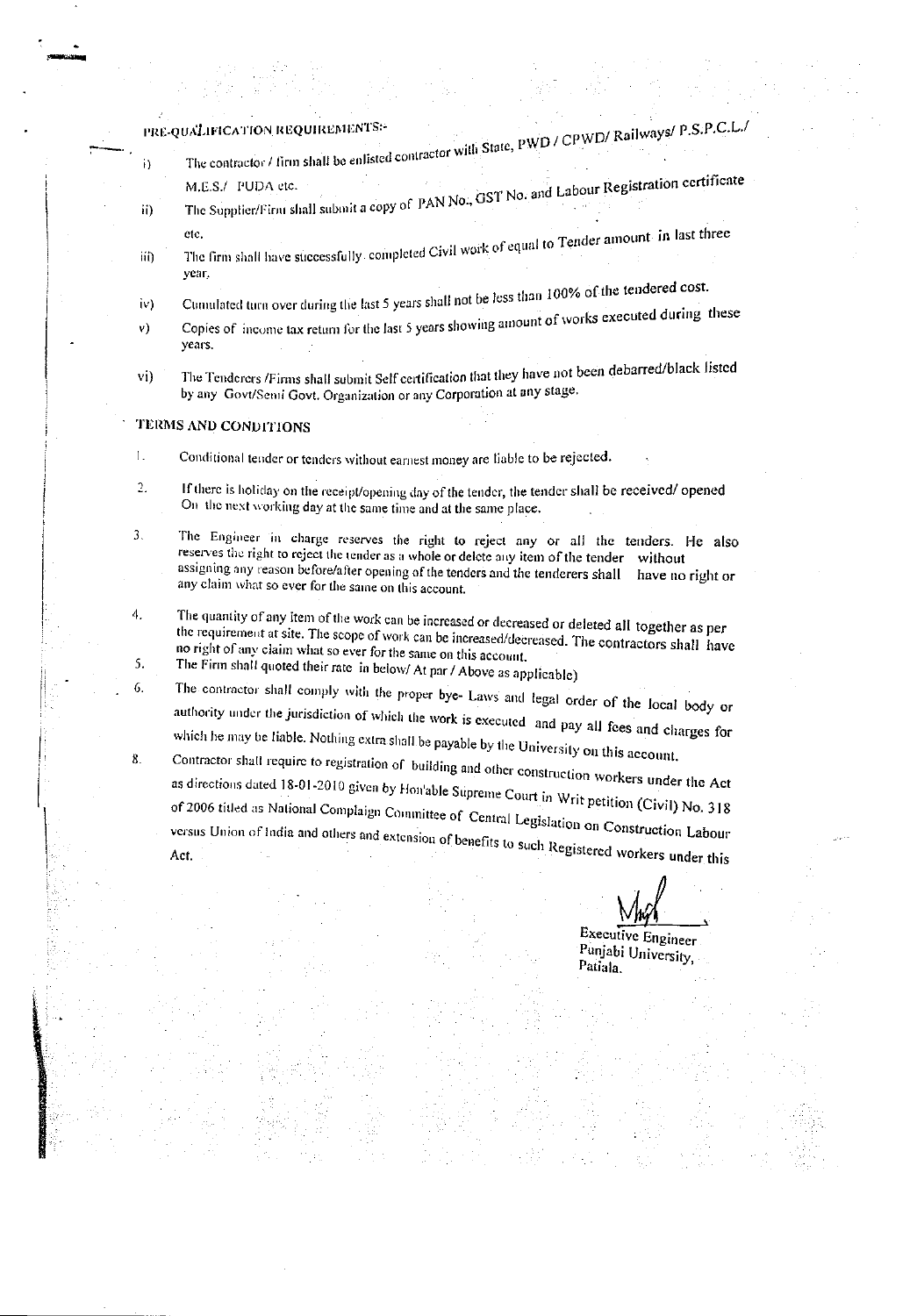PRE-QUALIFICATION REQUIREMENTS:-

i) The contractor / firm shall be enlisted contractor with State, PWD / CPWD/ Railways/ P.S.P.C.L./ M.E.S./ PUDA etc.

ii) The Supplier/Firm shall submit a copy of PAN No., GST No. and Labour Registration certificate etc.

iii) The firm shall have successfully completed Civil work of equal to Tender amount in last three year.

iv) Cumulated turn over during the last 5 years shall not be less than 100% of the tendered cost.

v) Copies of income tax return for the last 5 years showing amount of works executed during these years.

vi) The Tenderers /Firms shall submit Self certification that they have not been debarred/black listed by any Govt/Semi Govt. Organization or any Corporation at any stage.

## TERMS AND CONDITIONS

1. Conditional tender or tenders without earnest money are liable to be rejected.

2. If there is holiday on the receipt/opening day of the tender, the tender shall be received/ opened On the next working day at the same time and at the same place.

3. The Engineer in charge reserves the right to reject any or all the tenders. He also reserves the right to reject the tender as a whole or delete any item of the tender without assigning any reason before/after opening of the tenders and the tenderers shall have no right or any claim what so ever for the same on this account.

4. The quantity of any item of the work can be increased or decreased or deleted all together as per the requirement at site. The scope of work can be increased/decreased. The contractors shall have no right of any claim what so ever for the same on this account.

5. The Firm shall quoted their rate in below/ At par / Above as applicable)

6. The contractor shall comply with the proper bye- Laws and legal order of the local body or authority under the jurisdiction of which the work is executed and pay all fees and charges for which he may be liable. Nothing extra shall be payable by the University on this account.

8. Contractor shall require to registration of building and other construction workers under the Act as directions dated 18-01-2010 given by Hon'able Supreme Court in Writ petition (Civil) No. 318 of 2006 titled as National Complaign Committee of Central Legislation on Construction Labour versus Union of India and others and extension of benefits to such Registered workers under this Act.

Executive Engineer
Punjabi University,
Patiala.